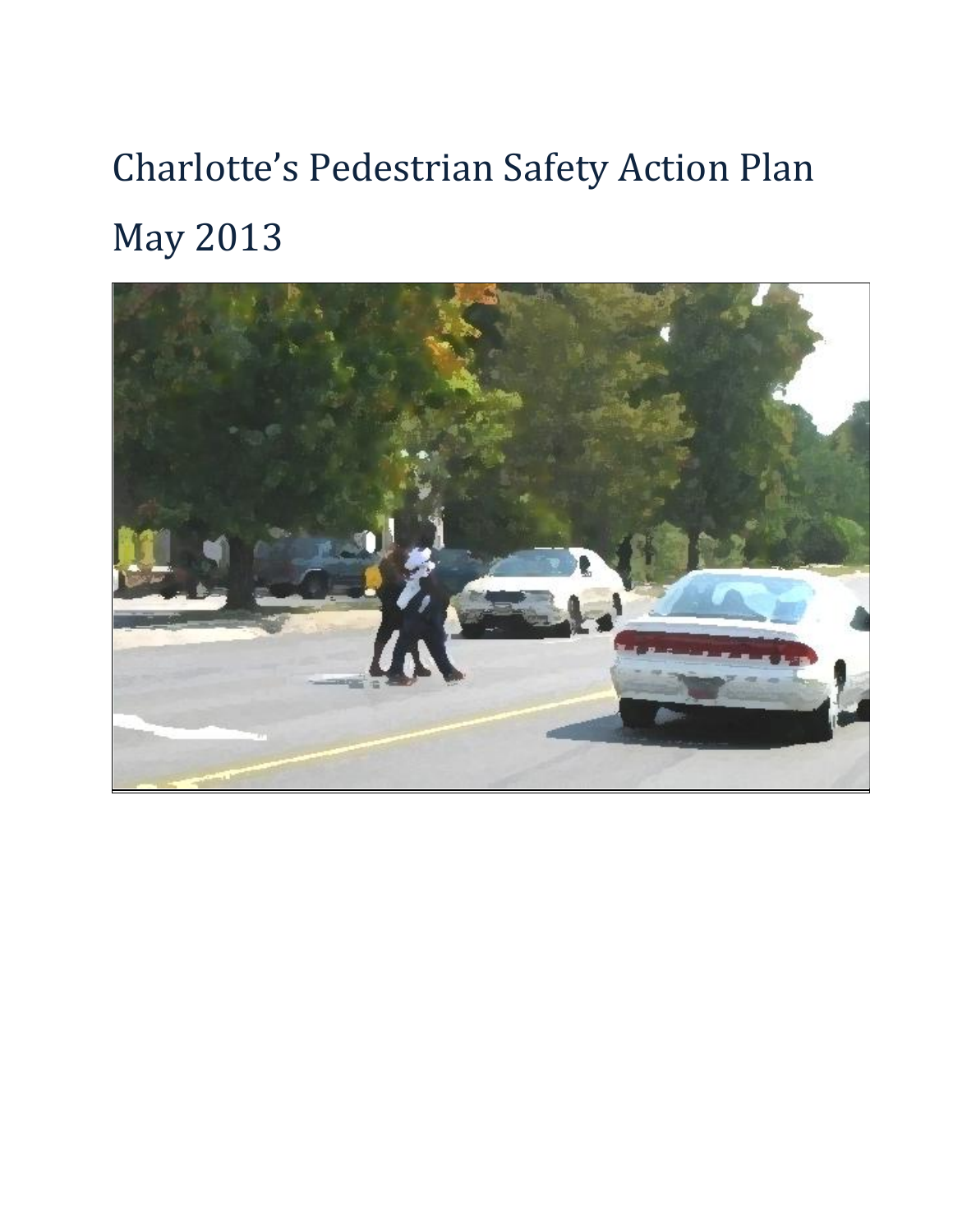# Charlotte's Pedestrian Safety Action Plan

# May 2013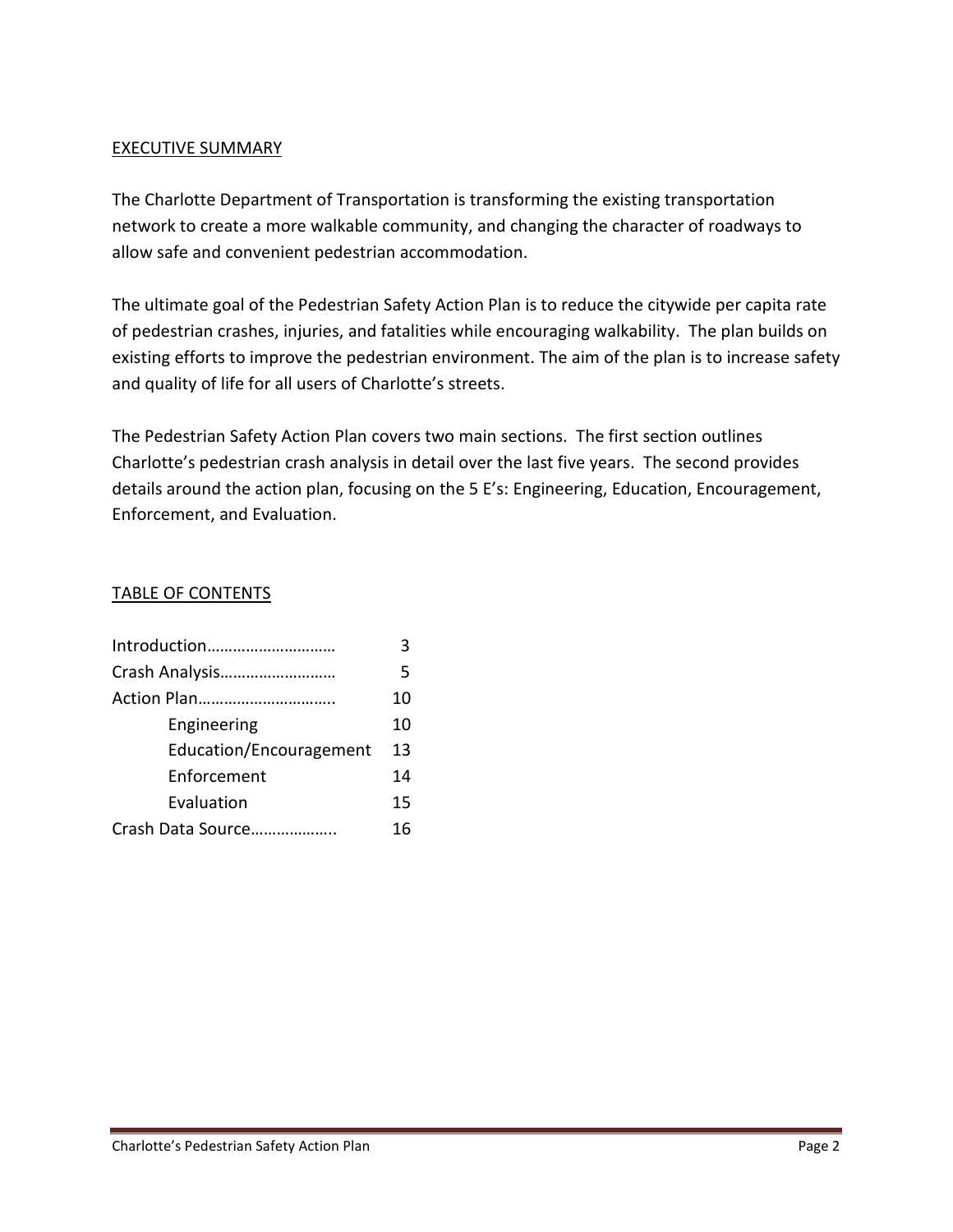## EXECUTIVE SUMMARY

The Charlotte Department of Transportation is transforming the existing transportation network to create a more walkable community, and changing the character of roadways to allow safe and convenient pedestrian accommodation.

The ultimate goal of the Pedestrian Safety Action Plan is to reduce the citywide per capita rate of pedestrian crashes, injuries, and fatalities while encouraging walkability. The plan builds on existing efforts to improve the pedestrian environment. The aim of the plan is to increase safety and quality of life for all users of Charlotte's streets.

The Pedestrian Safety Action Plan covers two main sections. The first section outlines Charlotte's pedestrian crash analysis in detail over the last five years. The second provides details around the action plan, focusing on the 5 E's: Engineering, Education, Encouragement, Enforcement, and Evaluation.

## TABLE OF CONTENTS

| Section | Page |
|---|---|
| Introduction………………………… | 3 |
| Crash Analysis……………………… | 5 |
| Action Plan………………………….. | 10 |
| Engineering | 10 |
| Education/Encouragement | 13 |
| Enforcement | 14 |
| Evaluation | 15 |
| Crash Data Source……………….. | 16 |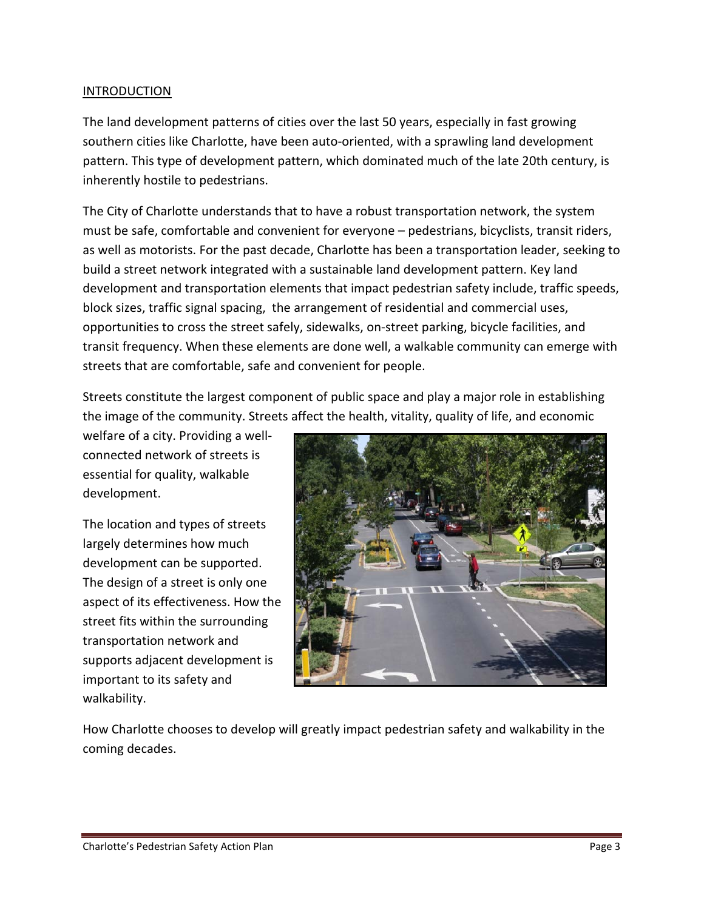## INTRODUCTION

The land development patterns of cities over the last 50 years, especially in fast growing southern cities like Charlotte, have been auto-oriented, with a sprawling land development pattern. This type of development pattern, which dominated much of the late 20th century, is inherently hostile to pedestrians.

The City of Charlotte understands that to have a robust transportation network, the system must be safe, comfortable and convenient for everyone – pedestrians, bicyclists, transit riders, as well as motorists. For the past decade, Charlotte has been a transportation leader, seeking to build a street network integrated with a sustainable land development pattern. Key land development and transportation elements that impact pedestrian safety include, traffic speeds, block sizes, traffic signal spacing, the arrangement of residential and commercial uses, opportunities to cross the street safely, sidewalks, on-street parking, bicycle facilities, and transit frequency. When these elements are done well, a walkable community can emerge with streets that are comfortable, safe and convenient for people.

Streets constitute the largest component of public space and play a major role in establishing the image of the community. Streets affect the health, vitality, quality of life, and economic welfare of a city. Providing a well-connected network of streets is essential for quality, walkable development.

The location and types of streets largely determines how much development can be supported. The design of a street is only one aspect of its effectiveness. How the street fits within the surrounding transportation network and supports adjacent development is important to its safety and walkability.

How Charlotte chooses to develop will greatly impact pedestrian safety and walkability in the coming decades.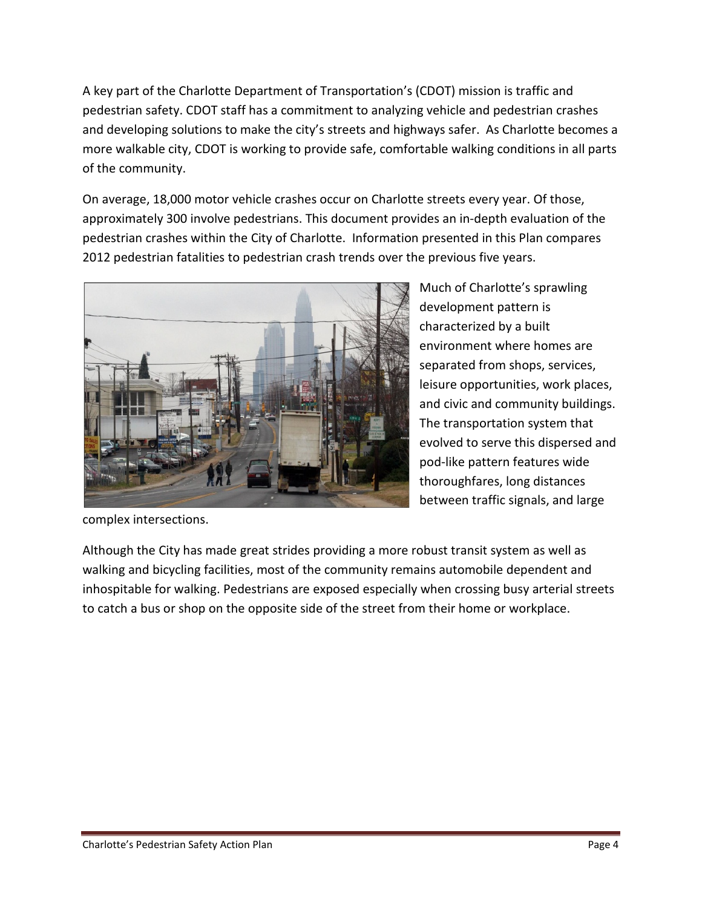A key part of the Charlotte Department of Transportation's (CDOT) mission is traffic and pedestrian safety. CDOT staff has a commitment to analyzing vehicle and pedestrian crashes and developing solutions to make the city's streets and highways safer. As Charlotte becomes a more walkable city, CDOT is working to provide safe, comfortable walking conditions in all parts of the community.

On average, 18,000 motor vehicle crashes occur on Charlotte streets every year. Of those, approximately 300 involve pedestrians. This document provides an in-depth evaluation of the pedestrian crashes within the City of Charlotte. Information presented in this Plan compares 2012 pedestrian fatalities to pedestrian crash trends over the previous five years.

Much of Charlotte's sprawling development pattern is characterized by a built environment where homes are separated from shops, services, leisure opportunities, work places, and civic and community buildings. The transportation system that evolved to serve this dispersed and pod-like pattern features wide thoroughfares, long distances between traffic signals, and large complex intersections.

Although the City has made great strides providing a more robust transit system as well as walking and bicycling facilities, most of the community remains automobile dependent and inhospitable for walking. Pedestrians are exposed especially when crossing busy arterial streets to catch a bus or shop on the opposite side of the street from their home or workplace.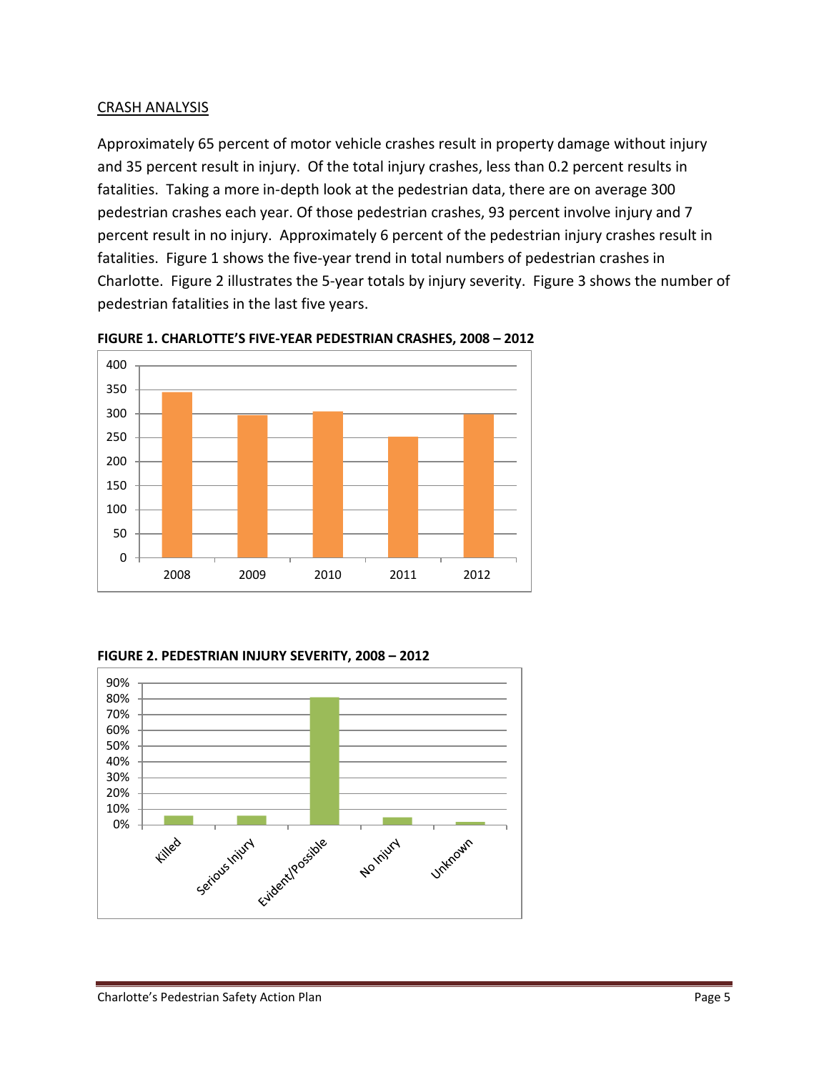## CRASH ANALYSIS

Approximately 65 percent of motor vehicle crashes result in property damage without injury and 35 percent result in injury. Of the total injury crashes, less than 0.2 percent results in fatalities. Taking a more in-depth look at the pedestrian data, there are on average 300 pedestrian crashes each year. Of those pedestrian crashes, 93 percent involve injury and 7 percent result in no injury. Approximately 6 percent of the pedestrian injury crashes result in fatalities. Figure 1 shows the five-year trend in total numbers of pedestrian crashes in Charlotte. Figure 2 illustrates the 5-year totals by injury severity. Figure 3 shows the number of pedestrian fatalities in the last five years.

**FIGURE 1. CHARLOTTE'S FIVE-YEAR PEDESTRIAN CRASHES, 2008 – 2012**

**FIGURE 2. PEDESTRIAN INJURY SEVERITY, 2008 – 2012**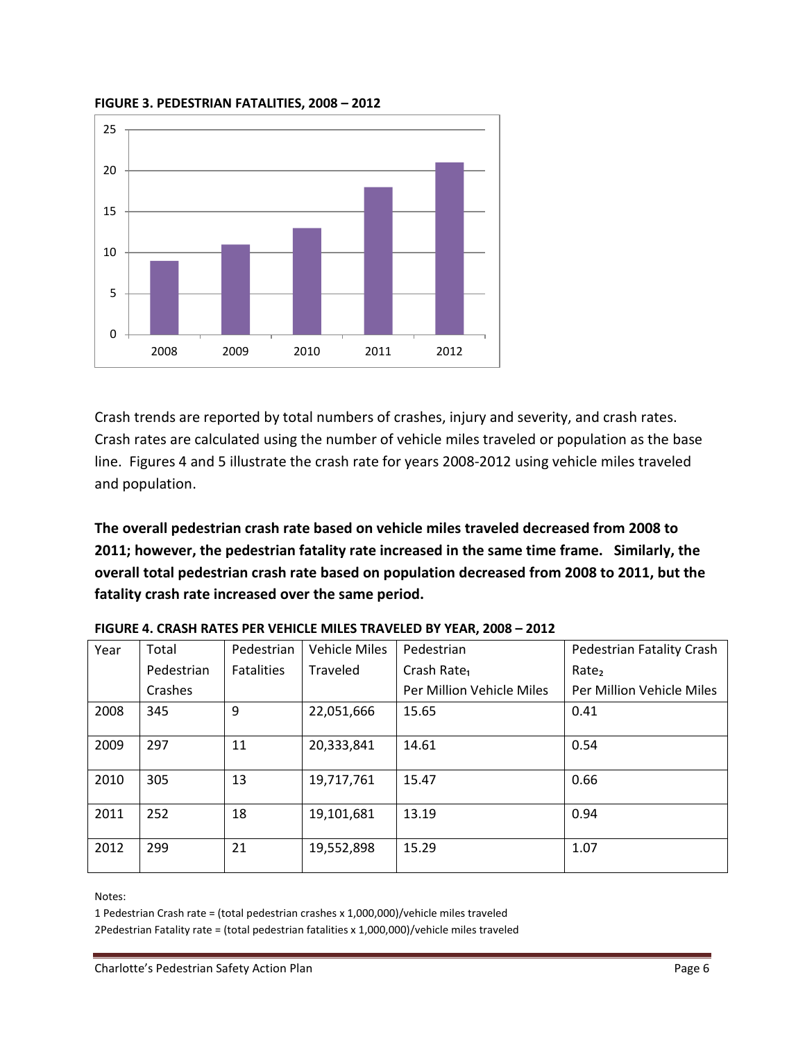**FIGURE 3. PEDESTRIAN FATALITIES, 2008 – 2012**

Crash trends are reported by total numbers of crashes, injury and severity, and crash rates. Crash rates are calculated using the number of vehicle miles traveled or population as the base line. Figures 4 and 5 illustrate the crash rate for years 2008-2012 using vehicle miles traveled and population.

**The overall pedestrian crash rate based on vehicle miles traveled decreased from 2008 to 2011; however, the pedestrian fatality rate increased in the same time frame. Similarly, the overall total pedestrian crash rate based on population decreased from 2008 to 2011, but the fatality crash rate increased over the same period.**

**FIGURE 4. CRASH RATES PER VEHICLE MILES TRAVELED BY YEAR, 2008 – 2012**

| Year | Total Pedestrian Crashes | Pedestrian Fatalities | Vehicle Miles Traveled | Pedestrian Crash Rate[1] Per Million Vehicle Miles | Pedestrian Fatality Crash Rate[2] Per Million Vehicle Miles |
|---|---|---|---|---|---|
| 2008 | 345 | 9 | 22,051,666 | 15.65 | 0.41 |
| 2009 | 297 | 11 | 20,333,841 | 14.61 | 0.54 |
| 2010 | 305 | 13 | 19,717,761 | 15.47 | 0.66 |
| 2011 | 252 | 18 | 19,101,681 | 13.19 | 0.94 |
| 2012 | 299 | 21 | 19,552,898 | 15.29 | 1.07 |

Notes:

1 Pedestrian Crash rate = (total pedestrian crashes x 1,000,000)/vehicle miles traveled

2Pedestrian Fatality rate = (total pedestrian fatalities x 1,000,000)/vehicle miles traveled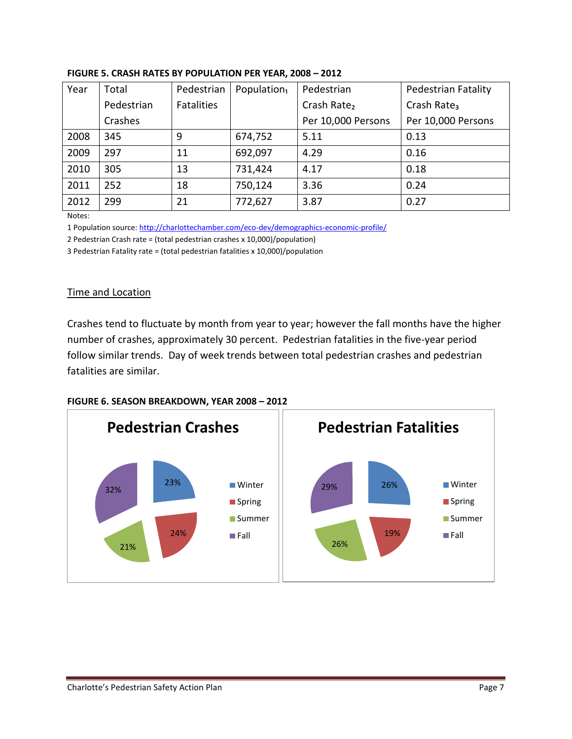**FIGURE 5. CRASH RATES BY POPULATION PER YEAR, 2008 – 2012**

| Year | Total Pedestrian Crashes | Pedestrian Fatalities | Population[1] | Pedestrian Crash Rate[2] Per 10,000 Persons | Pedestrian Fatality Crash Rate[3] Per 10,000 Persons |
|---|---|---|---|---|---|
| 2008 | 345 | 9 | 674,752 | 5.11 | 0.13 |
| 2009 | 297 | 11 | 692,097 | 4.29 | 0.16 |
| 2010 | 305 | 13 | 731,424 | 4.17 | 0.18 |
| 2011 | 252 | 18 | 750,124 | 3.36 | 0.24 |
| 2012 | 299 | 21 | 772,627 | 3.87 | 0.27 |

Notes:

1 Population source: http://charlottechamber.com/eco-dev/demographics-economic-profile/

2 Pedestrian Crash rate = (total pedestrian crashes x 10,000)/population)

3 Pedestrian Fatality rate = (total pedestrian fatalities x 10,000)/population

## Time and Location

Crashes tend to fluctuate by month from year to year; however the fall months have the higher number of crashes, approximately 30 percent. Pedestrian fatalities in the five-year period follow similar trends. Day of week trends between total pedestrian crashes and pedestrian fatalities are similar.

**FIGURE 6. SEASON BREAKDOWN, YEAR 2008 – 2012**

**Pedestrian Crashes**

| Season | Percent |
|---|---|
| Winter | 23% |
| Spring | 24% |
| Summer | 21% |
| Fall | 32% |

**Pedestrian Fatalities**

| Season | Percent |
|---|---|
| Winter | 26% |
| Spring | 19% |
| Summer | 26% |
| Fall | 29% |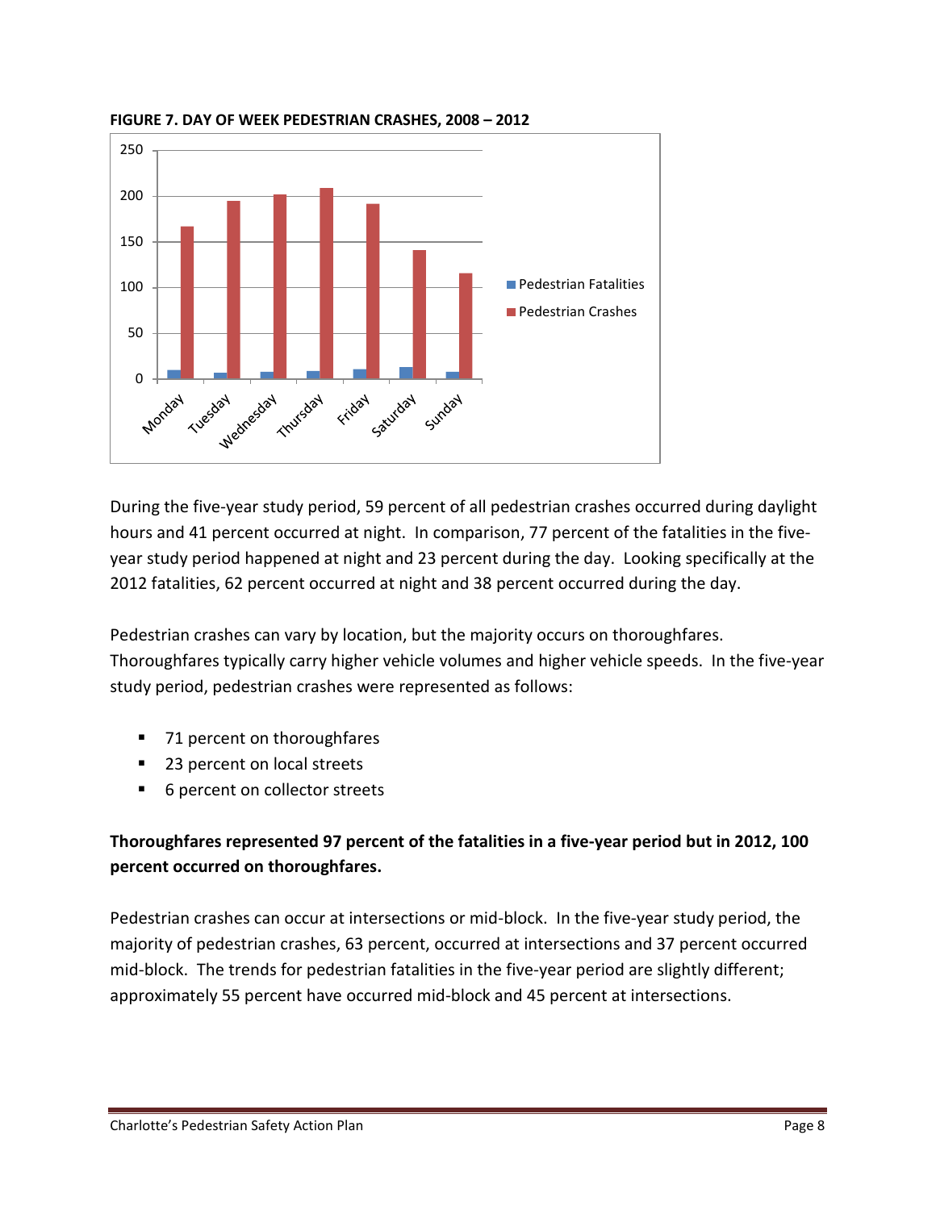**FIGURE 7. DAY OF WEEK PEDESTRIAN CRASHES, 2008 – 2012**

During the five-year study period, 59 percent of all pedestrian crashes occurred during daylight hours and 41 percent occurred at night. In comparison, 77 percent of the fatalities in the five-year study period happened at night and 23 percent during the day. Looking specifically at the 2012 fatalities, 62 percent occurred at night and 38 percent occurred during the day.

Pedestrian crashes can vary by location, but the majority occurs on thoroughfares. Thoroughfares typically carry higher vehicle volumes and higher vehicle speeds. In the five-year study period, pedestrian crashes were represented as follows:

- 71 percent on thoroughfares
- 23 percent on local streets
- 6 percent on collector streets

**Thoroughfares represented 97 percent of the fatalities in a five-year period but in 2012, 100 percent occurred on thoroughfares.**

Pedestrian crashes can occur at intersections or mid-block. In the five-year study period, the majority of pedestrian crashes, 63 percent, occurred at intersections and 37 percent occurred mid-block. The trends for pedestrian fatalities in the five-year period are slightly different; approximately 55 percent have occurred mid-block and 45 percent at intersections.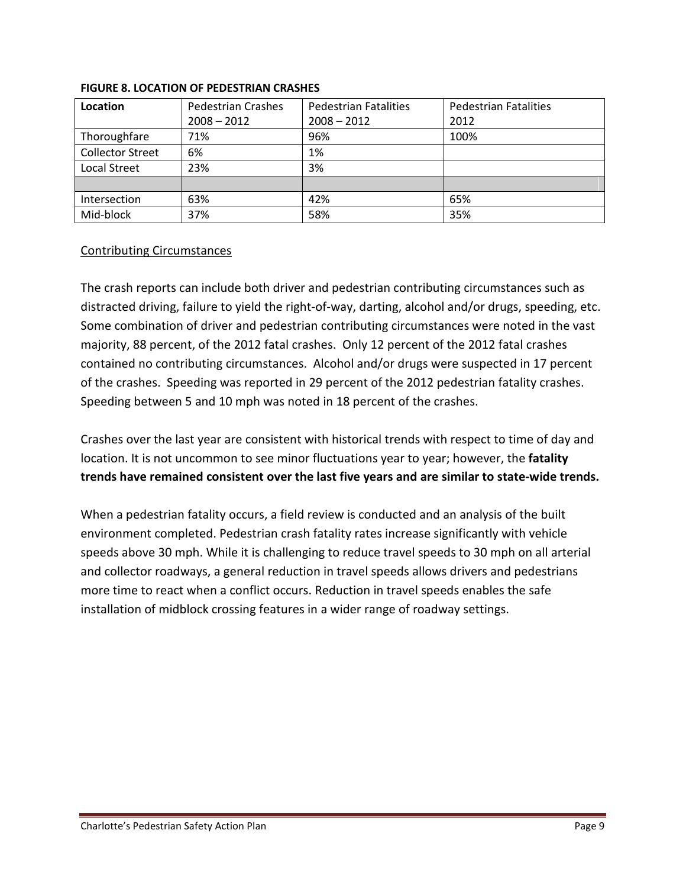**FIGURE 8. LOCATION OF PEDESTRIAN CRASHES**

| Location | Pedestrian Crashes 2008 – 2012 | Pedestrian Fatalities 2008 – 2012 | Pedestrian Fatalities 2012 |
|---|---|---|---|
| Thoroughfare | 71% | 96% | 100% |
| Collector Street | 6% | 1% | |
| Local Street | 23% | 3% | |
| | | | |
| Intersection | 63% | 42% | 65% |
| Mid-block | 37% | 58% | 35% |

Contributing Circumstances

The crash reports can include both driver and pedestrian contributing circumstances such as distracted driving, failure to yield the right-of-way, darting, alcohol and/or drugs, speeding, etc. Some combination of driver and pedestrian contributing circumstances were noted in the vast majority, 88 percent, of the 2012 fatal crashes. Only 12 percent of the 2012 fatal crashes contained no contributing circumstances. Alcohol and/or drugs were suspected in 17 percent of the crashes. Speeding was reported in 29 percent of the 2012 pedestrian fatality crashes. Speeding between 5 and 10 mph was noted in 18 percent of the crashes.

Crashes over the last year are consistent with historical trends with respect to time of day and location. It is not uncommon to see minor fluctuations year to year; however, the **fatality trends have remained consistent over the last five years and are similar to state-wide trends.**

When a pedestrian fatality occurs, a field review is conducted and an analysis of the built environment completed. Pedestrian crash fatality rates increase significantly with vehicle speeds above 30 mph. While it is challenging to reduce travel speeds to 30 mph on all arterial and collector roadways, a general reduction in travel speeds allows drivers and pedestrians more time to react when a conflict occurs. Reduction in travel speeds enables the safe installation of midblock crossing features in a wider range of roadway settings.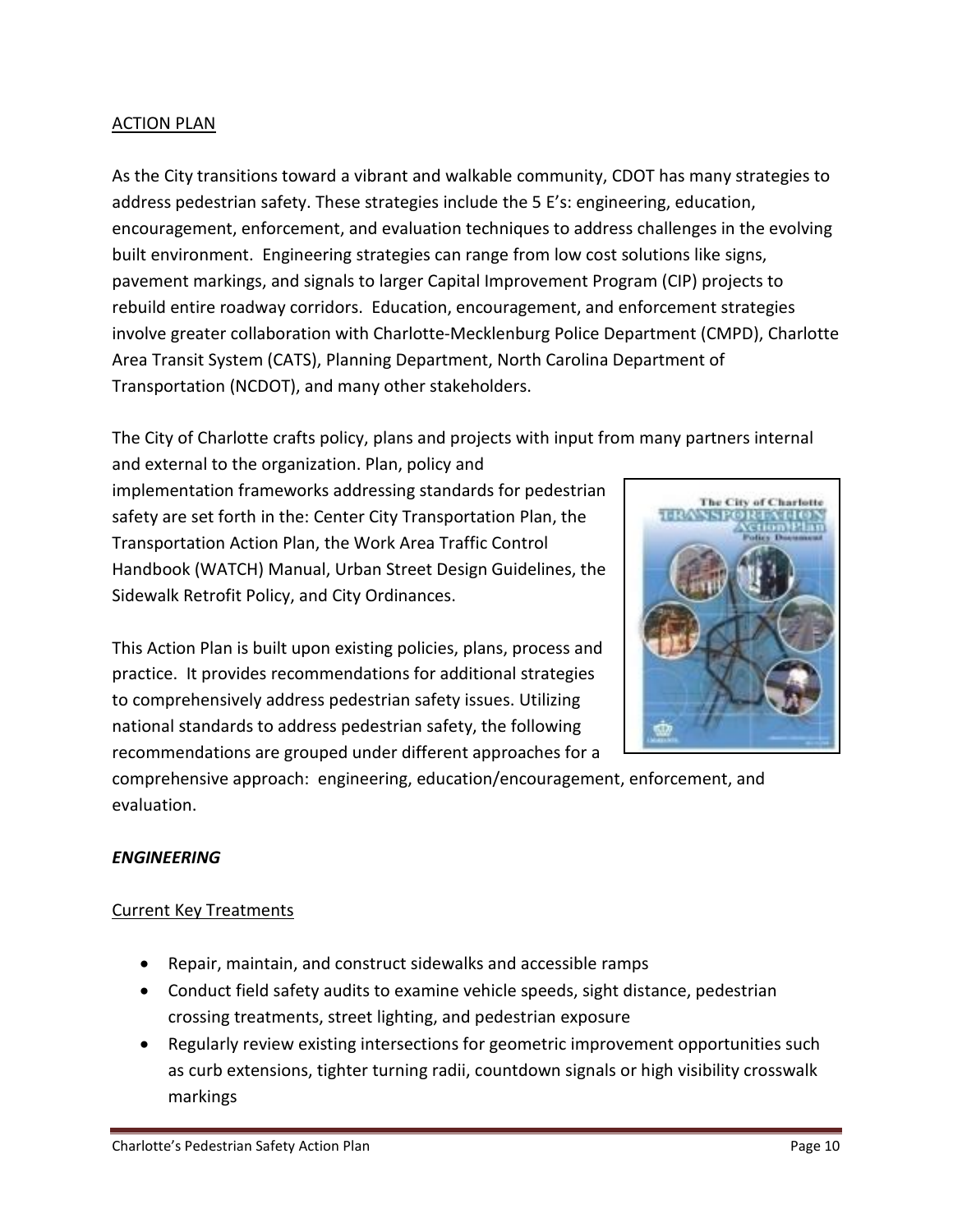## ACTION PLAN

As the City transitions toward a vibrant and walkable community, CDOT has many strategies to address pedestrian safety. These strategies include the 5 E's: engineering, education, encouragement, enforcement, and evaluation techniques to address challenges in the evolving built environment. Engineering strategies can range from low cost solutions like signs, pavement markings, and signals to larger Capital Improvement Program (CIP) projects to rebuild entire roadway corridors. Education, encouragement, and enforcement strategies involve greater collaboration with Charlotte-Mecklenburg Police Department (CMPD), Charlotte Area Transit System (CATS), Planning Department, North Carolina Department of Transportation (NCDOT), and many other stakeholders.

The City of Charlotte crafts policy, plans and projects with input from many partners internal and external to the organization. Plan, policy and implementation frameworks addressing standards for pedestrian safety are set forth in the: Center City Transportation Plan, the Transportation Action Plan, the Work Area Traffic Control Handbook (WATCH) Manual, Urban Street Design Guidelines, the Sidewalk Retrofit Policy, and City Ordinances.

This Action Plan is built upon existing policies, plans, process and practice. It provides recommendations for additional strategies to comprehensively address pedestrian safety issues. Utilizing national standards to address pedestrian safety, the following recommendations are grouped under different approaches for a comprehensive approach: engineering, education/encouragement, enforcement, and evaluation.

### *ENGINEERING*

Current Key Treatments

- Repair, maintain, and construct sidewalks and accessible ramps
- Conduct field safety audits to examine vehicle speeds, sight distance, pedestrian crossing treatments, street lighting, and pedestrian exposure
- Regularly review existing intersections for geometric improvement opportunities such as curb extensions, tighter turning radii, countdown signals or high visibility crosswalk markings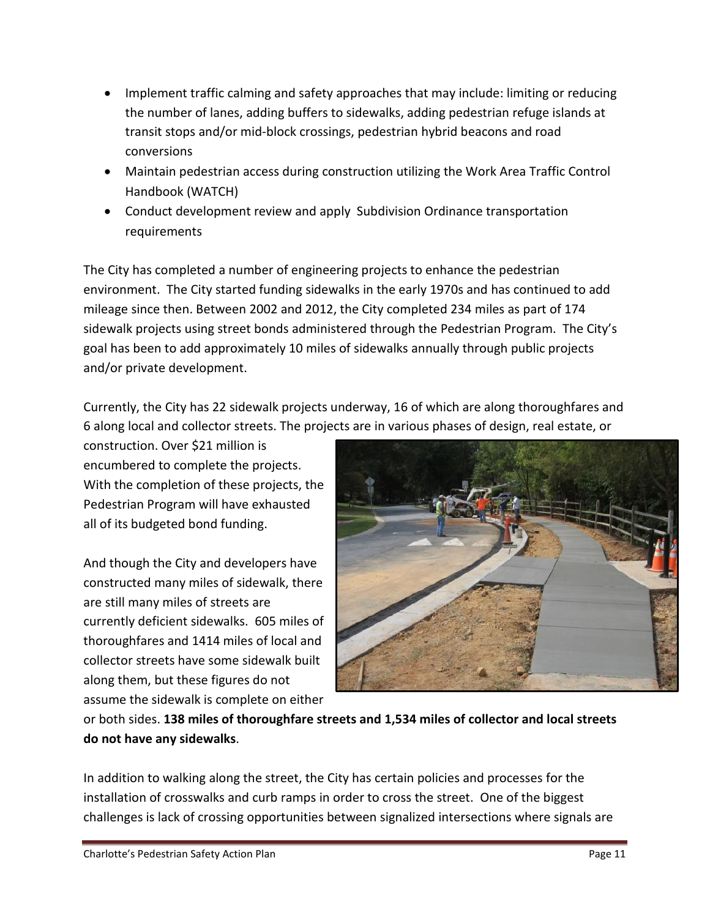- Implement traffic calming and safety approaches that may include: limiting or reducing the number of lanes, adding buffers to sidewalks, adding pedestrian refuge islands at transit stops and/or mid-block crossings, pedestrian hybrid beacons and road conversions
- Maintain pedestrian access during construction utilizing the Work Area Traffic Control Handbook (WATCH)
- Conduct development review and apply Subdivision Ordinance transportation requirements

The City has completed a number of engineering projects to enhance the pedestrian environment. The City started funding sidewalks in the early 1970s and has continued to add mileage since then. Between 2002 and 2012, the City completed 234 miles as part of 174 sidewalk projects using street bonds administered through the Pedestrian Program. The City's goal has been to add approximately 10 miles of sidewalks annually through public projects and/or private development.

Currently, the City has 22 sidewalk projects underway, 16 of which are along thoroughfares and 6 along local and collector streets. The projects are in various phases of design, real estate, or construction. Over $21 million is encumbered to complete the projects. With the completion of these projects, the Pedestrian Program will have exhausted all of its budgeted bond funding.

And though the City and developers have constructed many miles of sidewalk, there are still many miles of streets are currently deficient sidewalks. 605 miles of thoroughfares and 1414 miles of local and collector streets have some sidewalk built along them, but these figures do not assume the sidewalk is complete on either or both sides. **138 miles of thoroughfare streets and 1,534 miles of collector and local streets do not have any sidewalks**.

In addition to walking along the street, the City has certain policies and processes for the installation of crosswalks and curb ramps in order to cross the street. One of the biggest challenges is lack of crossing opportunities between signalized intersections where signals are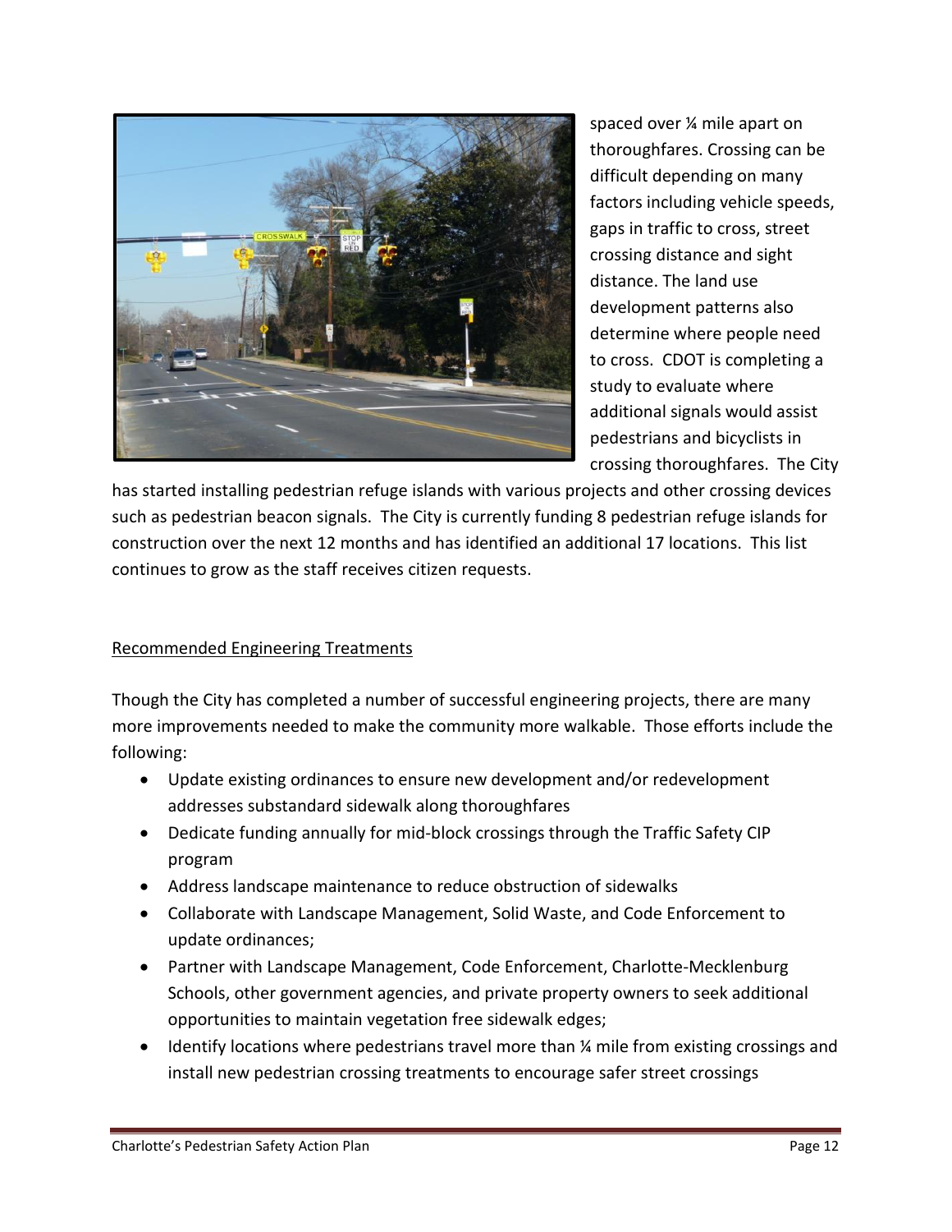spaced over ¼ mile apart on thoroughfares. Crossing can be difficult depending on many factors including vehicle speeds, gaps in traffic to cross, street crossing distance and sight distance. The land use development patterns also determine where people need to cross. CDOT is completing a study to evaluate where additional signals would assist pedestrians and bicyclists in crossing thoroughfares. The City has started installing pedestrian refuge islands with various projects and other crossing devices such as pedestrian beacon signals. The City is currently funding 8 pedestrian refuge islands for construction over the next 12 months and has identified an additional 17 locations. This list continues to grow as the staff receives citizen requests.

<u>Recommended Engineering Treatments</u>

Though the City has completed a number of successful engineering projects, there are many more improvements needed to make the community more walkable. Those efforts include the following:

- Update existing ordinances to ensure new development and/or redevelopment addresses substandard sidewalk along thoroughfares
- Dedicate funding annually for mid-block crossings through the Traffic Safety CIP program
- Address landscape maintenance to reduce obstruction of sidewalks
- Collaborate with Landscape Management, Solid Waste, and Code Enforcement to update ordinances;
- Partner with Landscape Management, Code Enforcement, Charlotte-Mecklenburg Schools, other government agencies, and private property owners to seek additional opportunities to maintain vegetation free sidewalk edges;
- Identify locations where pedestrians travel more than ¼ mile from existing crossings and install new pedestrian crossing treatments to encourage safer street crossings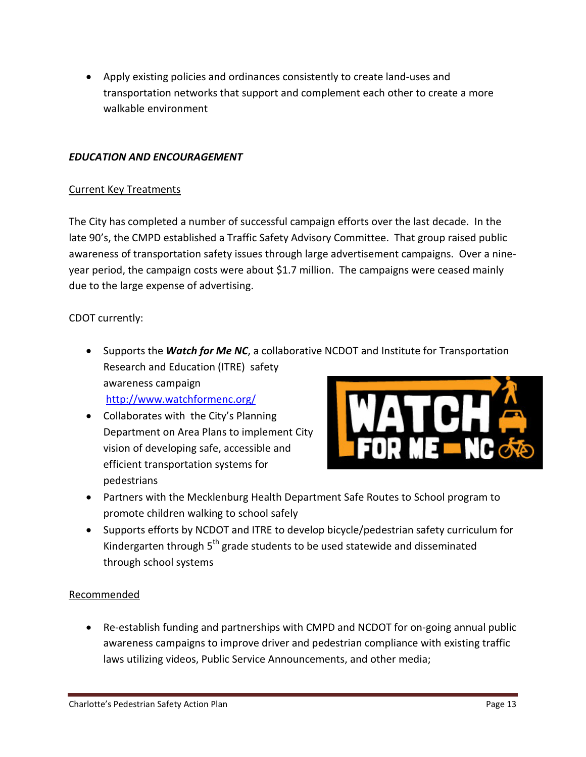- Apply existing policies and ordinances consistently to create land-uses and transportation networks that support and complement each other to create a more walkable environment

***EDUCATION AND ENCOURAGEMENT***

Current Key Treatments

The City has completed a number of successful campaign efforts over the last decade. In the late 90's, the CMPD established a Traffic Safety Advisory Committee. That group raised public awareness of transportation safety issues through large advertisement campaigns. Over a nine-year period, the campaign costs were about $1.7 million. The campaigns were ceased mainly due to the large expense of advertising.

CDOT currently:

- Supports the ***Watch for Me NC***, a collaborative NCDOT and Institute for Transportation Research and Education (ITRE) safety awareness campaign http://www.watchformenc.org/
- Collaborates with the City's Planning Department on Area Plans to implement City vision of developing safe, accessible and efficient transportation systems for pedestrians
- Partners with the Mecklenburg Health Department Safe Routes to School program to promote children walking to school safely
- Supports efforts by NCDOT and ITRE to develop bicycle/pedestrian safety curriculum for Kindergarten through 5th grade students to be used statewide and disseminated through school systems

Recommended

- Re-establish funding and partnerships with CMPD and NCDOT for on-going annual public awareness campaigns to improve driver and pedestrian compliance with existing traffic laws utilizing videos, Public Service Announcements, and other media;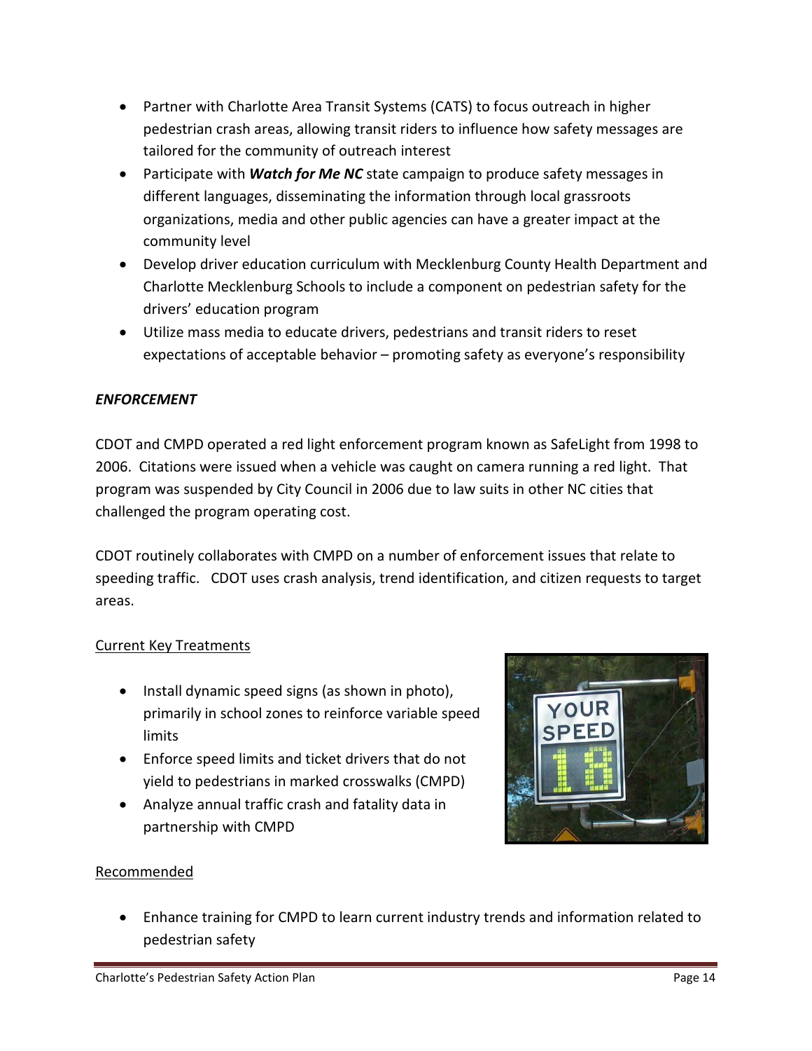- Partner with Charlotte Area Transit Systems (CATS) to focus outreach in higher pedestrian crash areas, allowing transit riders to influence how safety messages are tailored for the community of outreach interest
- Participate with ***Watch for Me NC*** state campaign to produce safety messages in different languages, disseminating the information through local grassroots organizations, media and other public agencies can have a greater impact at the community level
- Develop driver education curriculum with Mecklenburg County Health Department and Charlotte Mecklenburg Schools to include a component on pedestrian safety for the drivers' education program
- Utilize mass media to educate drivers, pedestrians and transit riders to reset expectations of acceptable behavior – promoting safety as everyone's responsibility

***ENFORCEMENT***

CDOT and CMPD operated a red light enforcement program known as SafeLight from 1998 to 2006. Citations were issued when a vehicle was caught on camera running a red light. That program was suspended by City Council in 2006 due to law suits in other NC cities that challenged the program operating cost.

CDOT routinely collaborates with CMPD on a number of enforcement issues that relate to speeding traffic. CDOT uses crash analysis, trend identification, and citizen requests to target areas.

<u>Current Key Treatments</u>

- Install dynamic speed signs (as shown in photo), primarily in school zones to reinforce variable speed limits
- Enforce speed limits and ticket drivers that do not yield to pedestrians in marked crosswalks (CMPD)
- Analyze annual traffic crash and fatality data in partnership with CMPD

<u>Recommended</u>

- Enhance training for CMPD to learn current industry trends and information related to pedestrian safety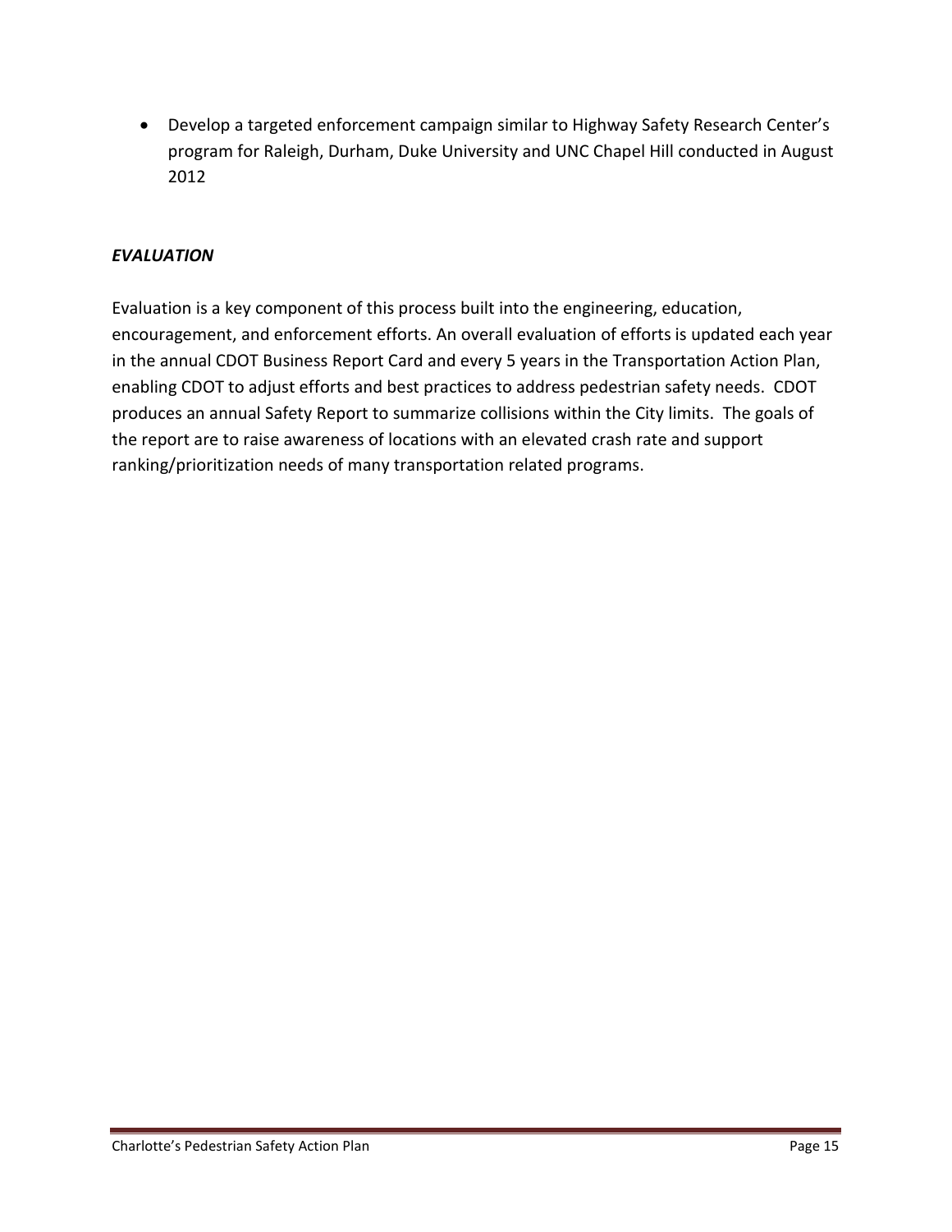- Develop a targeted enforcement campaign similar to Highway Safety Research Center's program for Raleigh, Durham, Duke University and UNC Chapel Hill conducted in August 2012

### ***EVALUATION***

Evaluation is a key component of this process built into the engineering, education, encouragement, and enforcement efforts. An overall evaluation of efforts is updated each year in the annual CDOT Business Report Card and every 5 years in the Transportation Action Plan, enabling CDOT to adjust efforts and best practices to address pedestrian safety needs. CDOT produces an annual Safety Report to summarize collisions within the City limits. The goals of the report are to raise awareness of locations with an elevated crash rate and support ranking/prioritization needs of many transportation related programs.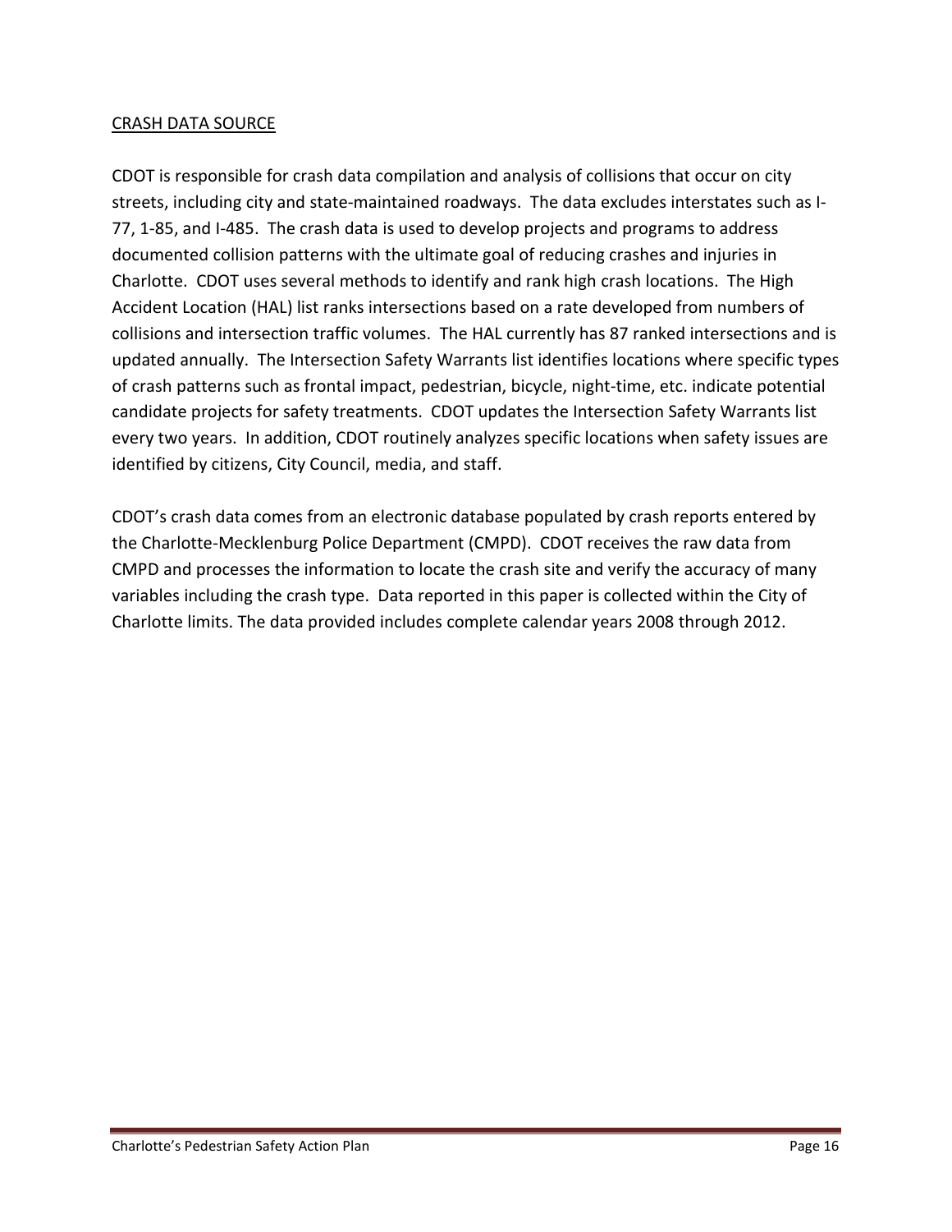## CRASH DATA SOURCE

CDOT is responsible for crash data compilation and analysis of collisions that occur on city streets, including city and state-maintained roadways. The data excludes interstates such as I-77, 1-85, and I-485. The crash data is used to develop projects and programs to address documented collision patterns with the ultimate goal of reducing crashes and injuries in Charlotte. CDOT uses several methods to identify and rank high crash locations. The High Accident Location (HAL) list ranks intersections based on a rate developed from numbers of collisions and intersection traffic volumes. The HAL currently has 87 ranked intersections and is updated annually. The Intersection Safety Warrants list identifies locations where specific types of crash patterns such as frontal impact, pedestrian, bicycle, night-time, etc. indicate potential candidate projects for safety treatments. CDOT updates the Intersection Safety Warrants list every two years. In addition, CDOT routinely analyzes specific locations when safety issues are identified by citizens, City Council, media, and staff.

CDOT's crash data comes from an electronic database populated by crash reports entered by the Charlotte-Mecklenburg Police Department (CMPD). CDOT receives the raw data from CMPD and processes the information to locate the crash site and verify the accuracy of many variables including the crash type. Data reported in this paper is collected within the City of Charlotte limits. The data provided includes complete calendar years 2008 through 2012.